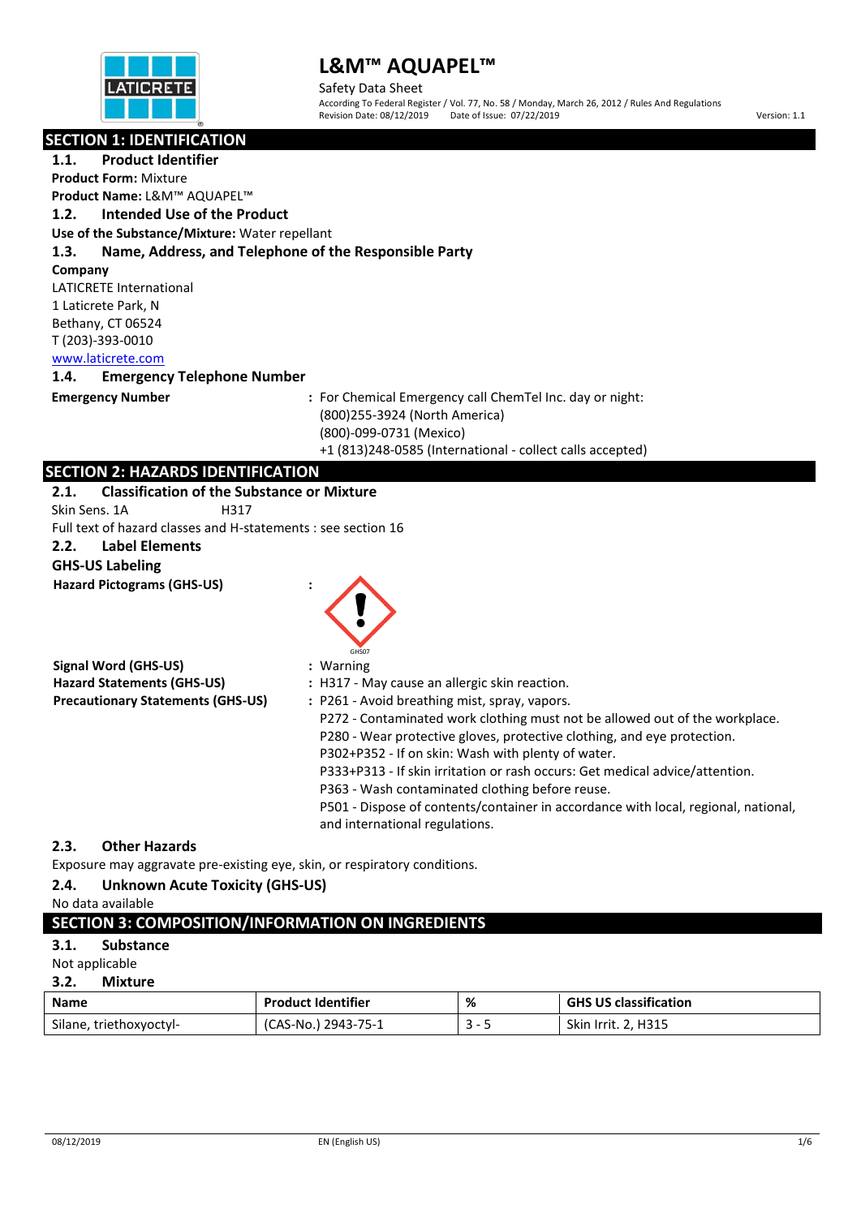# L&M™ AQUAPEL™

Safety Data Sheet

According To Federal Register / Vol. 77, No. 58 / Monday, March 26, 2012 / Rules And Regulations

Revision Date: 08/12/2019 Date of Issue: 07/22/2019 Version: 1.1

## SECTION 1: IDENTIFICATION

### 1.1. Product Identifier

**Product Form:** Mixture

**Product Name:** L&M™ AQUAPEL™

### 1.2. Intended Use of the Product

**Use of the Substance/Mixture:** Water repellant

### 1.3. Name, Address, and Telephone of the Responsible Party

**Company**

LATICRETE International
1 Laticrete Park, N
Bethany, CT 06524
T (203)-393-0010
www.laticrete.com

### 1.4. Emergency Telephone Number

**Emergency Number** : For Chemical Emergency call ChemTel Inc. day or night:
(800)255-3924 (North America)
(800)-099-0731 (Mexico)
+1 (813)248-0585 (International - collect calls accepted)

## SECTION 2: HAZARDS IDENTIFICATION

### 2.1. Classification of the Substance or Mixture

Skin Sens. 1A H317

Full text of hazard classes and H-statements : see section 16

### 2.2. Label Elements

**GHS-US Labeling**

**Hazard Pictograms (GHS-US)** :

GHS07

**Signal Word (GHS-US)** : Warning

**Hazard Statements (GHS-US)** : H317 - May cause an allergic skin reaction.

**Precautionary Statements (GHS-US)** : P261 - Avoid breathing mist, spray, vapors.
P272 - Contaminated work clothing must not be allowed out of the workplace.
P280 - Wear protective gloves, protective clothing, and eye protection.
P302+P352 - If on skin: Wash with plenty of water.
P333+P313 - If skin irritation or rash occurs: Get medical advice/attention.
P363 - Wash contaminated clothing before reuse.
P501 - Dispose of contents/container in accordance with local, regional, national, and international regulations.

### 2.3. Other Hazards

Exposure may aggravate pre-existing eye, skin, or respiratory conditions.

### 2.4. Unknown Acute Toxicity (GHS-US)

No data available

## SECTION 3: COMPOSITION/INFORMATION ON INGREDIENTS

### 3.1. Substance

Not applicable

### 3.2. Mixture

| Name | Product Identifier | % | GHS US classification |
|---|---|---|---|
| Silane, triethoxyoctyl- | (CAS-No.) 2943-75-1 | 3 - 5 | Skin Irrit. 2, H315 |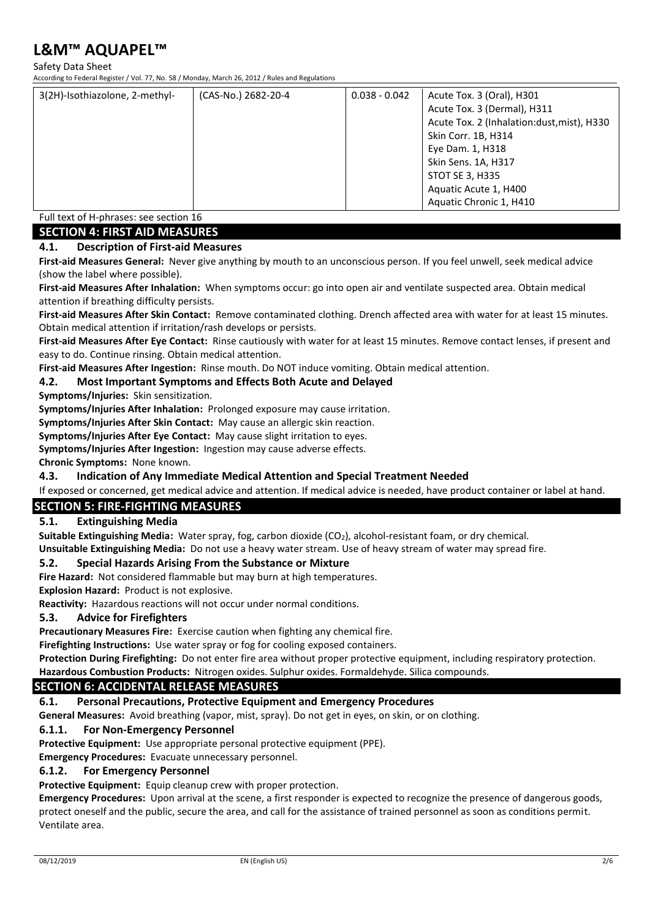| 3(2H)-Isothiazolone, 2-methyl- | (CAS-No.) 2682-20-4 | 0.038 - 0.042 | Acute Tox. 3 (Oral), H301<br>Acute Tox. 3 (Dermal), H311<br>Acute Tox. 2 (Inhalation:dust,mist), H330<br>Skin Corr. 1B, H314<br>Eye Dam. 1, H318<br>Skin Sens. 1A, H317<br>STOT SE 3, H335<br>Aquatic Acute 1, H400<br>Aquatic Chronic 1, H410 |
|---|---|---|---|

Full text of H-phrases: see section 16

## SECTION 4: FIRST AID MEASURES

### 4.1. Description of First-aid Measures

**First-aid Measures General:** Never give anything by mouth to an unconscious person. If you feel unwell, seek medical advice (show the label where possible).

**First-aid Measures After Inhalation:** When symptoms occur: go into open air and ventilate suspected area. Obtain medical attention if breathing difficulty persists.

**First-aid Measures After Skin Contact:** Remove contaminated clothing. Drench affected area with water for at least 15 minutes. Obtain medical attention if irritation/rash develops or persists.

**First-aid Measures After Eye Contact:** Rinse cautiously with water for at least 15 minutes. Remove contact lenses, if present and easy to do. Continue rinsing. Obtain medical attention.

**First-aid Measures After Ingestion:** Rinse mouth. Do NOT induce vomiting. Obtain medical attention.

### 4.2. Most Important Symptoms and Effects Both Acute and Delayed

**Symptoms/Injuries:** Skin sensitization.

**Symptoms/Injuries After Inhalation:** Prolonged exposure may cause irritation.

**Symptoms/Injuries After Skin Contact:** May cause an allergic skin reaction.

**Symptoms/Injuries After Eye Contact:** May cause slight irritation to eyes.

**Symptoms/Injuries After Ingestion:** Ingestion may cause adverse effects.

**Chronic Symptoms:** None known.

### 4.3. Indication of Any Immediate Medical Attention and Special Treatment Needed

If exposed or concerned, get medical advice and attention. If medical advice is needed, have product container or label at hand.

## SECTION 5: FIRE-FIGHTING MEASURES

### 5.1. Extinguishing Media

**Suitable Extinguishing Media:** Water spray, fog, carbon dioxide ($CO_2$), alcohol-resistant foam, or dry chemical.

**Unsuitable Extinguishing Media:** Do not use a heavy water stream. Use of heavy stream of water may spread fire.

### 5.2. Special Hazards Arising From the Substance or Mixture

**Fire Hazard:** Not considered flammable but may burn at high temperatures.

**Explosion Hazard:** Product is not explosive.

**Reactivity:** Hazardous reactions will not occur under normal conditions.

### 5.3. Advice for Firefighters

**Precautionary Measures Fire:** Exercise caution when fighting any chemical fire.

**Firefighting Instructions:** Use water spray or fog for cooling exposed containers.

**Protection During Firefighting:** Do not enter fire area without proper protective equipment, including respiratory protection.

**Hazardous Combustion Products:** Nitrogen oxides. Sulphur oxides. Formaldehyde. Silica compounds.

## SECTION 6: ACCIDENTAL RELEASE MEASURES

### 6.1. Personal Precautions, Protective Equipment and Emergency Procedures

**General Measures:** Avoid breathing (vapor, mist, spray). Do not get in eyes, on skin, or on clothing.

#### 6.1.1. For Non-Emergency Personnel

**Protective Equipment:** Use appropriate personal protective equipment (PPE).

**Emergency Procedures:** Evacuate unnecessary personnel.

#### 6.1.2. For Emergency Personnel

**Protective Equipment:** Equip cleanup crew with proper protection.

**Emergency Procedures:** Upon arrival at the scene, a first responder is expected to recognize the presence of dangerous goods, protect oneself and the public, secure the area, and call for the assistance of trained personnel as soon as conditions permit. Ventilate area.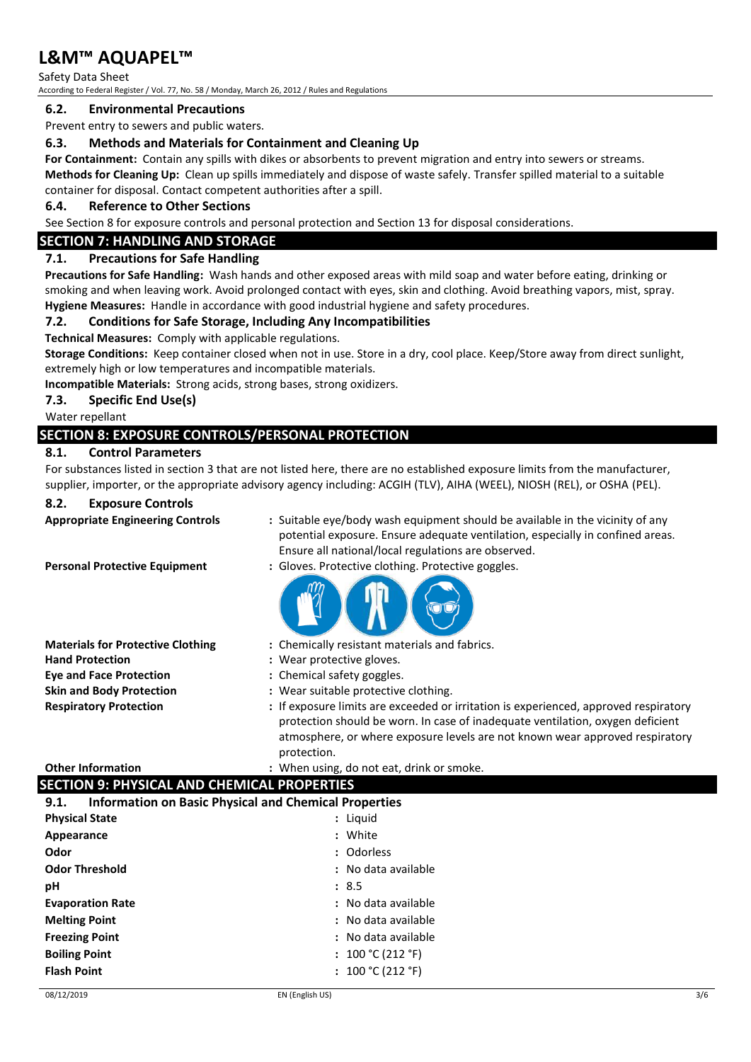### 6.2. Environmental Precautions

Prevent entry to sewers and public waters.

### 6.3. Methods and Materials for Containment and Cleaning Up

**For Containment:** Contain any spills with dikes or absorbents to prevent migration and entry into sewers or streams.

**Methods for Cleaning Up:** Clean up spills immediately and dispose of waste safely. Transfer spilled material to a suitable container for disposal. Contact competent authorities after a spill.

### 6.4. Reference to Other Sections

See Section 8 for exposure controls and personal protection and Section 13 for disposal considerations.

## SECTION 7: HANDLING AND STORAGE

### 7.1. Precautions for Safe Handling

**Precautions for Safe Handling:** Wash hands and other exposed areas with mild soap and water before eating, drinking or smoking and when leaving work. Avoid prolonged contact with eyes, skin and clothing. Avoid breathing vapors, mist, spray.

**Hygiene Measures:** Handle in accordance with good industrial hygiene and safety procedures.

### 7.2. Conditions for Safe Storage, Including Any Incompatibilities

**Technical Measures:** Comply with applicable regulations.

**Storage Conditions:** Keep container closed when not in use. Store in a dry, cool place. Keep/Store away from direct sunlight, extremely high or low temperatures and incompatible materials.

**Incompatible Materials:** Strong acids, strong bases, strong oxidizers.

### 7.3. Specific End Use(s)

Water repellant

## SECTION 8: EXPOSURE CONTROLS/PERSONAL PROTECTION

### 8.1. Control Parameters

For substances listed in section 3 that are not listed here, there are no established exposure limits from the manufacturer, supplier, importer, or the appropriate advisory agency including: ACGIH (TLV), AIHA (WEEL), NIOSH (REL), or OSHA (PEL).

### 8.2. Exposure Controls

**Appropriate Engineering Controls** : Suitable eye/body wash equipment should be available in the vicinity of any potential exposure. Ensure adequate ventilation, especially in confined areas. Ensure all national/local regulations are observed.

**Personal Protective Equipment** : Gloves. Protective clothing. Protective goggles.

**Materials for Protective Clothing** : Chemically resistant materials and fabrics.

**Hand Protection** : Wear protective gloves.

**Eye and Face Protection** : Chemical safety goggles.

**Skin and Body Protection** : Wear suitable protective clothing.

**Respiratory Protection** : If exposure limits are exceeded or irritation is experienced, approved respiratory protection should be worn. In case of inadequate ventilation, oxygen deficient atmosphere, or where exposure levels are not known wear approved respiratory protection.

**Other Information** : When using, do not eat, drink or smoke.

## SECTION 9: PHYSICAL AND CHEMICAL PROPERTIES

### 9.1. Information on Basic Physical and Chemical Properties

| | |
|---|---|
| **Physical State** | : Liquid |
| **Appearance** | : White |
| **Odor** | : Odorless |
| **Odor Threshold** | : No data available |
| **pH** | : 8.5 |
| **Evaporation Rate** | : No data available |
| **Melting Point** | : No data available |
| **Freezing Point** | : No data available |
| **Boiling Point** | : 100 °C (212 °F) |
| **Flash Point** | : 100 °C (212 °F) |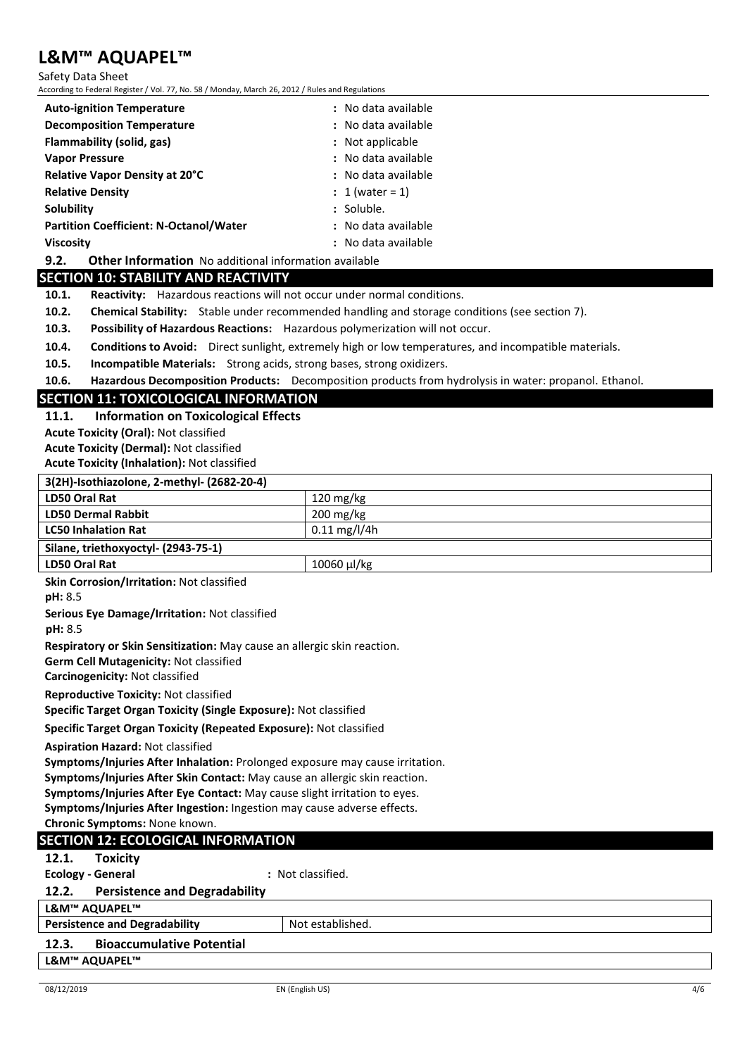| | |
|---|---|
| **Auto-ignition Temperature** | : No data available |
| **Decomposition Temperature** | : No data available |
| **Flammability (solid, gas)** | : Not applicable |
| **Vapor Pressure** | : No data available |
| **Relative Vapor Density at 20°C** | : No data available |
| **Relative Density** | : 1 (water = 1) |
| **Solubility** | : Soluble. |
| **Partition Coefficient: N-Octanol/Water** | : No data available |
| **Viscosity** | : No data available |

**9.2. Other Information** No additional information available

## SECTION 10: STABILITY AND REACTIVITY

**10.1. Reactivity:** Hazardous reactions will not occur under normal conditions.

**10.2. Chemical Stability:** Stable under recommended handling and storage conditions (see section 7).

**10.3. Possibility of Hazardous Reactions:** Hazardous polymerization will not occur.

**10.4. Conditions to Avoid:** Direct sunlight, extremely high or low temperatures, and incompatible materials.

**10.5. Incompatible Materials:** Strong acids, strong bases, strong oxidizers.

**10.6. Hazardous Decomposition Products:** Decomposition products from hydrolysis in water: propanol. Ethanol.

## SECTION 11: TOXICOLOGICAL INFORMATION

### 11.1. Information on Toxicological Effects

**Acute Toxicity (Oral):** Not classified

**Acute Toxicity (Dermal):** Not classified

**Acute Toxicity (Inhalation):** Not classified

| **3(2H)-Isothiazolone, 2-methyl- (2682-20-4)** | |
|---|---|
| **LD50 Oral Rat** | 120 mg/kg |
| **LD50 Dermal Rabbit** | 200 mg/kg |
| **LC50 Inhalation Rat** | 0.11 mg/l/4h |
| **Silane, triethoxyoctyl- (2943-75-1)** | |
| **LD50 Oral Rat** | 10060 µl/kg |

**Skin Corrosion/Irritation:** Not classified

**pH:** 8.5

**Serious Eye Damage/Irritation:** Not classified

**pH:** 8.5

**Respiratory or Skin Sensitization:** May cause an allergic skin reaction.

**Germ Cell Mutagenicity:** Not classified

**Carcinogenicity:** Not classified

**Reproductive Toxicity:** Not classified

**Specific Target Organ Toxicity (Single Exposure):** Not classified

**Specific Target Organ Toxicity (Repeated Exposure):** Not classified

**Aspiration Hazard:** Not classified

**Symptoms/Injuries After Inhalation:** Prolonged exposure may cause irritation.

**Symptoms/Injuries After Skin Contact:** May cause an allergic skin reaction.

**Symptoms/Injuries After Eye Contact:** May cause slight irritation to eyes.

**Symptoms/Injuries After Ingestion:** Ingestion may cause adverse effects.

**Chronic Symptoms:** None known.

## SECTION 12: ECOLOGICAL INFORMATION

### 12.1. Toxicity

**Ecology - General** : Not classified.

### 12.2. Persistence and Degradability

| **L&M™ AQUAPEL™** | |
|---|---|
| **Persistence and Degradability** | Not established. |

### 12.3. Bioaccumulative Potential

| **L&M™ AQUAPEL™** |
|---|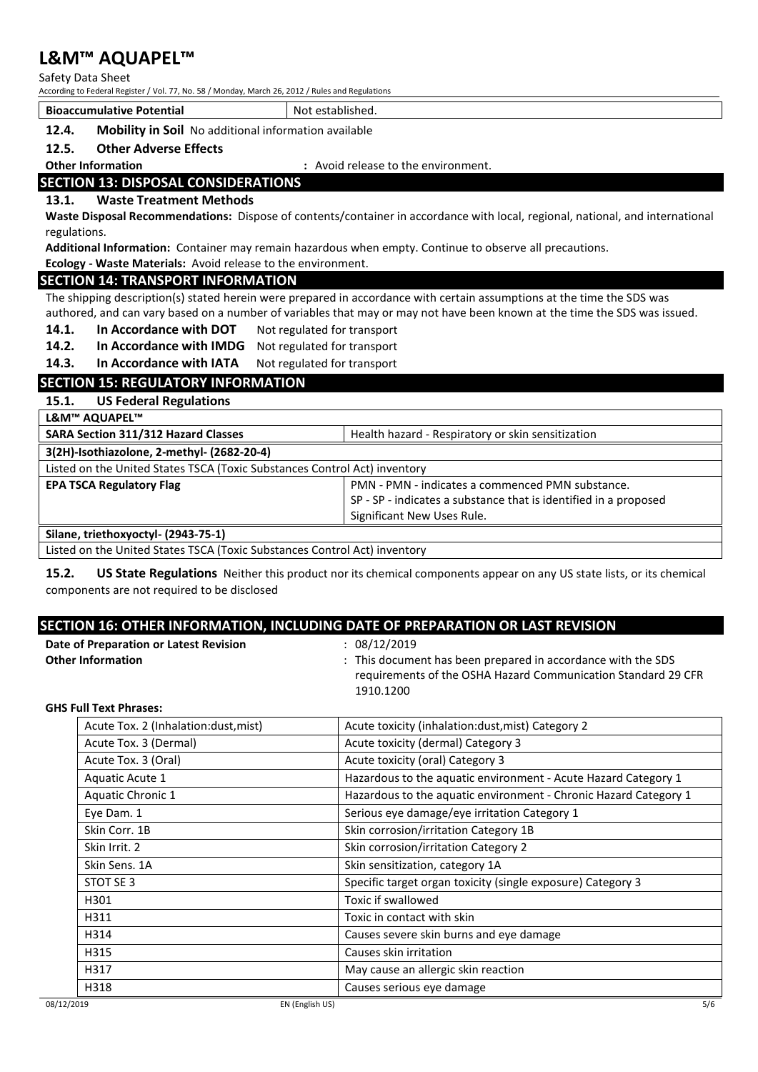| Bioaccumulative Potential | Not established. |
|---|---|

**12.4. Mobility in Soil** No additional information available

**12.5. Other Adverse Effects**

**Other Information** : Avoid release to the environment.

## SECTION 13: DISPOSAL CONSIDERATIONS

**13.1. Waste Treatment Methods**

**Waste Disposal Recommendations:** Dispose of contents/container in accordance with local, regional, national, and international regulations.

**Additional Information:** Container may remain hazardous when empty. Continue to observe all precautions.

**Ecology - Waste Materials:** Avoid release to the environment.

## SECTION 14: TRANSPORT INFORMATION

The shipping description(s) stated herein were prepared in accordance with certain assumptions at the time the SDS was authored, and can vary based on a number of variables that may or may not have been known at the time the SDS was issued.

**14.1. In Accordance with DOT** Not regulated for transport

**14.2. In Accordance with IMDG** Not regulated for transport

**14.3. In Accordance with IATA** Not regulated for transport

## SECTION 15: REGULATORY INFORMATION

**15.1. US Federal Regulations**

| L&M™ AQUAPEL™ | |
|---|---|
| **SARA Section 311/312 Hazard Classes** | Health hazard - Respiratory or skin sensitization |
| **3(2H)-Isothiazolone, 2-methyl- (2682-20-4)** | |
| Listed on the United States TSCA (Toxic Substances Control Act) inventory | |
| **EPA TSCA Regulatory Flag** | PMN - PMN - indicates a commenced PMN substance. SP - SP - indicates a substance that is identified in a proposed Significant New Uses Rule. |
| **Silane, triethoxyoctyl- (2943-75-1)** | |
| Listed on the United States TSCA (Toxic Substances Control Act) inventory | |

**15.2. US State Regulations** Neither this product nor its chemical components appear on any US state lists, or its chemical components are not required to be disclosed

## SECTION 16: OTHER INFORMATION, INCLUDING DATE OF PREPARATION OR LAST REVISION

**Date of Preparation or Latest Revision** : 08/12/2019

**Other Information** : This document has been prepared in accordance with the SDS requirements of the OSHA Hazard Communication Standard 29 CFR 1910.1200

**GHS Full Text Phrases:**

| | |
|---|---|
| Acute Tox. 2 (Inhalation:dust,mist) | Acute toxicity (inhalation:dust,mist) Category 2 |
| Acute Tox. 3 (Dermal) | Acute toxicity (dermal) Category 3 |
| Acute Tox. 3 (Oral) | Acute toxicity (oral) Category 3 |
| Aquatic Acute 1 | Hazardous to the aquatic environment - Acute Hazard Category 1 |
| Aquatic Chronic 1 | Hazardous to the aquatic environment - Chronic Hazard Category 1 |
| Eye Dam. 1 | Serious eye damage/eye irritation Category 1 |
| Skin Corr. 1B | Skin corrosion/irritation Category 1B |
| Skin Irrit. 2 | Skin corrosion/irritation Category 2 |
| Skin Sens. 1A | Skin sensitization, category 1A |
| STOT SE 3 | Specific target organ toxicity (single exposure) Category 3 |
| H301 | Toxic if swallowed |
| H311 | Toxic in contact with skin |
| H314 | Causes severe skin burns and eye damage |
| H315 | Causes skin irritation |
| H317 | May cause an allergic skin reaction |
| H318 | Causes serious eye damage |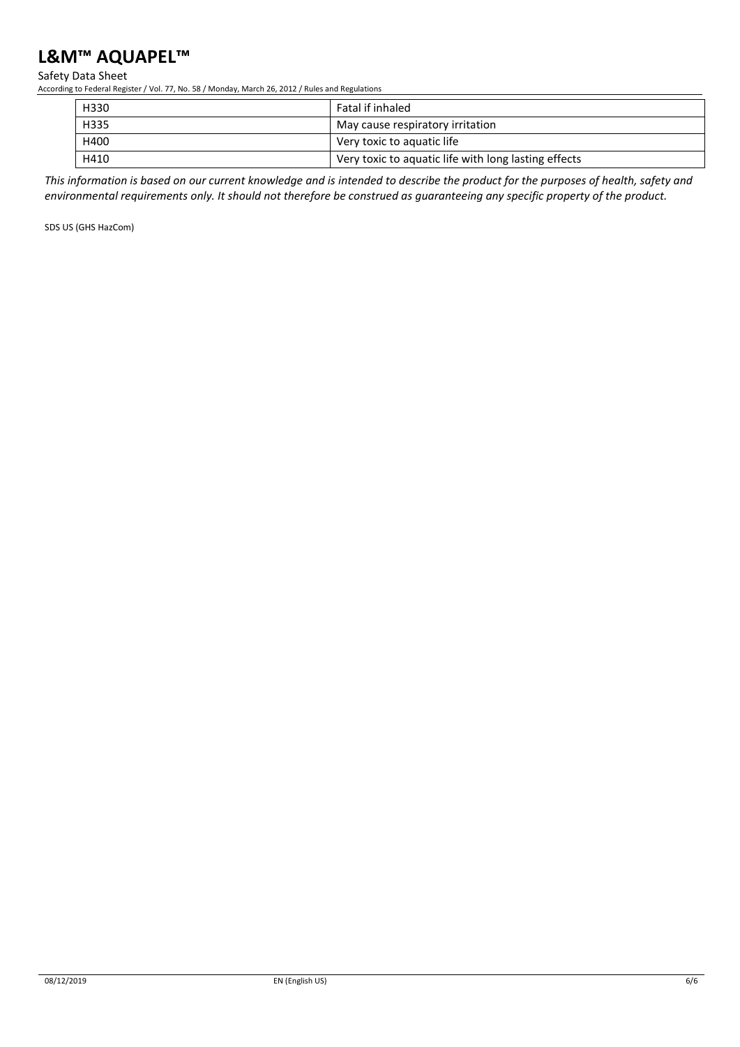| | |
|---|---|
| H330 | Fatal if inhaled |
| H335 | May cause respiratory irritation |
| H400 | Very toxic to aquatic life |
| H410 | Very toxic to aquatic life with long lasting effects |

*This information is based on our current knowledge and is intended to describe the product for the purposes of health, safety and environmental requirements only. It should not therefore be construed as guaranteeing any specific property of the product.*

SDS US (GHS HazCom)